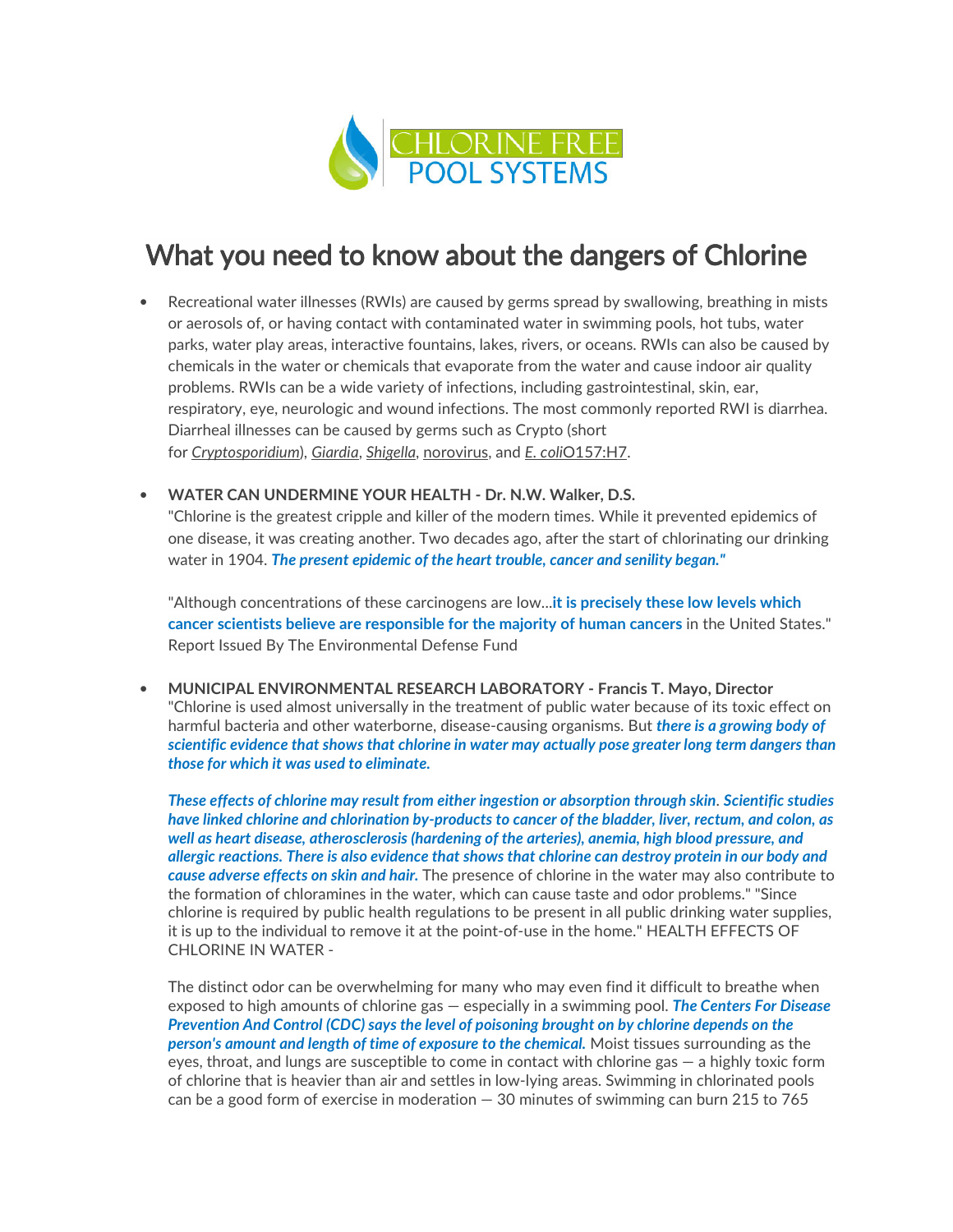CHLORINE FREE POOL SYSTEMS

# What you need to know about the dangers of Chlorine

- Recreational water illnesses (RWIs) are caused by germs spread by swallowing, breathing in mists or aerosols of, or having contact with contaminated water in swimming pools, hot tubs, water parks, water play areas, interactive fountains, lakes, rivers, or oceans. RWIs can also be caused by chemicals in the water or chemicals that evaporate from the water and cause indoor air quality problems. RWIs can be a wide variety of infections, including gastrointestinal, skin, ear, respiratory, eye, neurologic and wound infections. The most commonly reported RWI is diarrhea. Diarrheal illnesses can be caused by germs such as Crypto (short for *Cryptosporidium*), *Giardia*, *Shigella*, norovirus, and *E. coli*O157:H7.

- **WATER CAN UNDERMINE YOUR HEALTH - Dr. N.W. Walker, D.S.**
  "Chlorine is the greatest cripple and killer of the modern times. While it prevented epidemics of one disease, it was creating another. Two decades ago, after the start of chlorinating our drinking water in 1904. ***The present epidemic of the heart trouble, cancer and senility began."***

  "Although concentrations of these carcinogens are low...**it is precisely these low levels which cancer scientists believe are responsible for the majority of human cancers** in the United States." Report Issued By The Environmental Defense Fund

- **MUNICIPAL ENVIRONMENTAL RESEARCH LABORATORY - Francis T. Mayo, Director**
  "Chlorine is used almost universally in the treatment of public water because of its toxic effect on harmful bacteria and other waterborne, disease-causing organisms. But ***there is a growing body of scientific evidence that shows that chlorine in water may actually pose greater long term dangers than those for which it was used to eliminate.***

  ***These effects of chlorine may result from either ingestion or absorption through skin***. ***Scientific studies have linked chlorine and chlorination by-products to cancer of the bladder, liver, rectum, and colon, as well as heart disease, atherosclerosis (hardening of the arteries), anemia, high blood pressure, and allergic reactions. There is also evidence that shows that chlorine can destroy protein in our body and cause adverse effects on skin and hair.*** The presence of chlorine in the water may also contribute to the formation of chloramines in the water, which can cause taste and odor problems." "Since chlorine is required by public health regulations to be present in all public drinking water supplies, it is up to the individual to remove it at the point-of-use in the home." HEALTH EFFECTS OF CHLORINE IN WATER -

  The distinct odor can be overwhelming for many who may even find it difficult to breathe when exposed to high amounts of chlorine gas — especially in a swimming pool. ***The Centers For Disease Prevention And Control (CDC) says the level of poisoning brought on by chlorine depends on the person's amount and length of time of exposure to the chemical.*** Moist tissues surrounding as the eyes, throat, and lungs are susceptible to come in contact with chlorine gas — a highly toxic form of chlorine that is heavier than air and settles in low-lying areas. Swimming in chlorinated pools can be a good form of exercise in moderation — 30 minutes of swimming can burn 215 to 765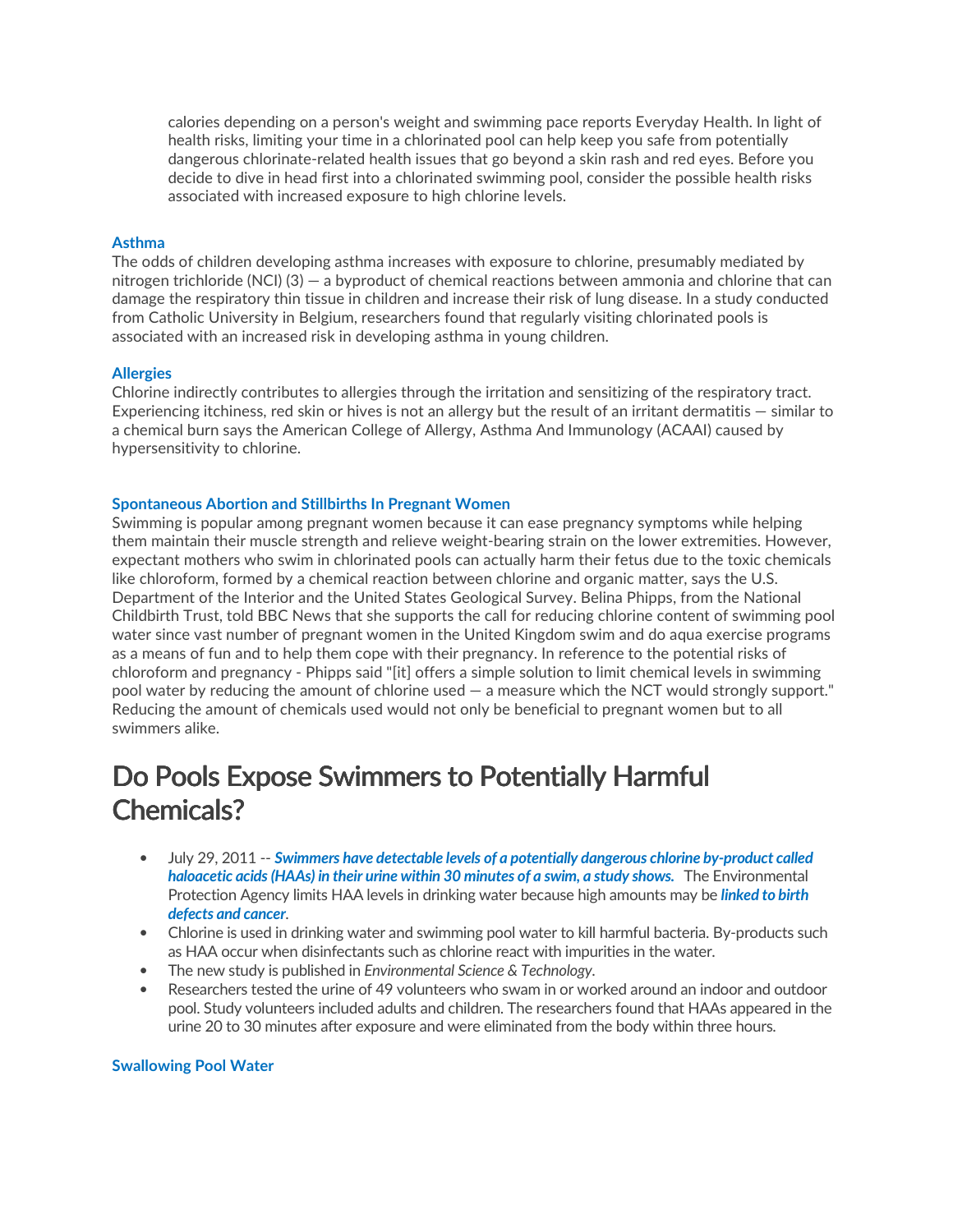calories depending on a person's weight and swimming pace reports Everyday Health. In light of health risks, limiting your time in a chlorinated pool can help keep you safe from potentially dangerous chlorinate-related health issues that go beyond a skin rash and red eyes. Before you decide to dive in head first into a chlorinated swimming pool, consider the possible health risks associated with increased exposure to high chlorine levels.

### Asthma

The odds of children developing asthma increases with exposure to chlorine, presumably mediated by nitrogen trichloride (NCl) (3) — a byproduct of chemical reactions between ammonia and chlorine that can damage the respiratory thin tissue in children and increase their risk of lung disease. In a study conducted from Catholic University in Belgium, researchers found that regularly visiting chlorinated pools is associated with an increased risk in developing asthma in young children.

### Allergies

Chlorine indirectly contributes to allergies through the irritation and sensitizing of the respiratory tract. Experiencing itchiness, red skin or hives is not an allergy but the result of an irritant dermatitis — similar to a chemical burn says the American College of Allergy, Asthma And Immunology (ACAAI) caused by hypersensitivity to chlorine.

### Spontaneous Abortion and Stillbirths In Pregnant Women

Swimming is popular among pregnant women because it can ease pregnancy symptoms while helping them maintain their muscle strength and relieve weight-bearing strain on the lower extremities. However, expectant mothers who swim in chlorinated pools can actually harm their fetus due to the toxic chemicals like chloroform, formed by a chemical reaction between chlorine and organic matter, says the U.S. Department of the Interior and the United States Geological Survey. Belina Phipps, from the National Childbirth Trust, told BBC News that she supports the call for reducing chlorine content of swimming pool water since vast number of pregnant women in the United Kingdom swim and do aqua exercise programs as a means of fun and to help them cope with their pregnancy. In reference to the potential risks of chloroform and pregnancy - Phipps said "[it] offers a simple solution to limit chemical levels in swimming pool water by reducing the amount of chlorine used — a measure which the NCT would strongly support." Reducing the amount of chemicals used would not only be beneficial to pregnant women but to all swimmers alike.

# Do Pools Expose Swimmers to Potentially Harmful Chemicals?

- July 29, 2011 -- ***Swimmers have detectable levels of a potentially dangerous chlorine by-product called haloacetic acids (HAAs) in their urine within 30 minutes of a swim, a study shows.*** The Environmental Protection Agency limits HAA levels in drinking water because high amounts may be ***linked to birth defects and cancer***.
- Chlorine is used in drinking water and swimming pool water to kill harmful bacteria. By-products such as HAA occur when disinfectants such as chlorine react with impurities in the water.
- The new study is published in *Environmental Science & Technology*.
- Researchers tested the urine of 49 volunteers who swam in or worked around an indoor and outdoor pool. Study volunteers included adults and children. The researchers found that HAAs appeared in the urine 20 to 30 minutes after exposure and were eliminated from the body within three hours.

### Swallowing Pool Water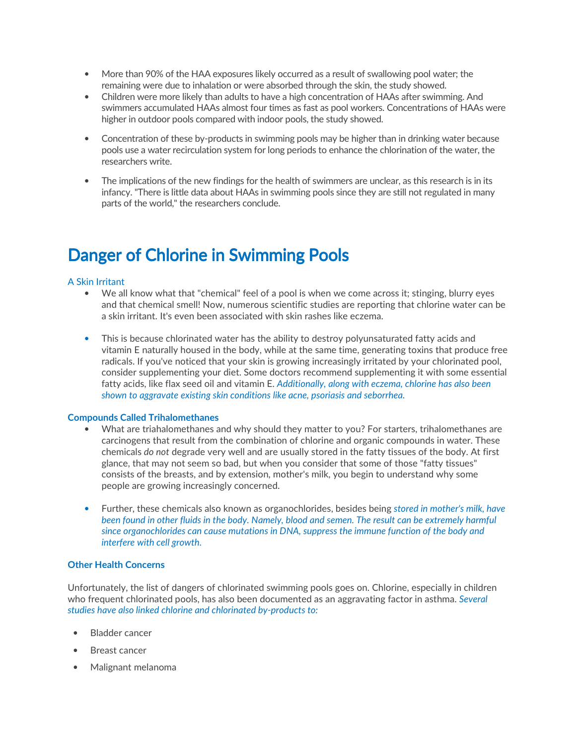- More than 90% of the HAA exposures likely occurred as a result of swallowing pool water; the remaining were due to inhalation or were absorbed through the skin, the study showed.
- Children were more likely than adults to have a high concentration of HAAs after swimming. And swimmers accumulated HAAs almost four times as fast as pool workers. Concentrations of HAAs were higher in outdoor pools compared with indoor pools, the study showed.
- Concentration of these by-products in swimming pools may be higher than in drinking water because pools use a water recirculation system for long periods to enhance the chlorination of the water, the researchers write.
- The implications of the new findings for the health of swimmers are unclear, as this research is in its infancy. "There is little data about HAAs in swimming pools since they are still not regulated in many parts of the world," the researchers conclude.

# Danger of Chlorine in Swimming Pools

### A Skin Irritant

- We all know what that "chemical" feel of a pool is when we come across it; stinging, blurry eyes and that chemical smell! Now, numerous scientific studies are reporting that chlorine water can be a skin irritant. It's even been associated with skin rashes like eczema.
- This is because chlorinated water has the ability to destroy polyunsaturated fatty acids and vitamin E naturally housed in the body, while at the same time, generating toxins that produce free radicals. If you've noticed that your skin is growing increasingly irritated by your chlorinated pool, consider supplementing your diet. Some doctors recommend supplementing it with some essential fatty acids, like flax seed oil and vitamin E. *Additionally, along with eczema, chlorine has also been shown to aggravate existing skin conditions like acne, psoriasis and seborrhea.*

### **Compounds Called Trihalomethanes**

- What are triahalomethanes and why should they matter to you? For starters, trihalomethanes are carcinogens that result from the combination of chlorine and organic compounds in water. These chemicals *do not* degrade very well and are usually stored in the fatty tissues of the body. At first glance, that may not seem so bad, but when you consider that some of those "fatty tissues" consists of the breasts, and by extension, mother's milk, you begin to understand why some people are growing increasingly concerned.
- Further, these chemicals also known as organochlorides, besides being *stored in mother's milk, have been found in other fluids in the body. Namely, blood and semen. The result can be extremely harmful since organochlorides can cause mutations in DNA, suppress the immune function of the body and interfere with cell growth.*

### **Other Health Concerns**

Unfortunately, the list of dangers of chlorinated swimming pools goes on. Chlorine, especially in children who frequent chlorinated pools, has also been documented as an aggravating factor in asthma. *Several studies have also linked chlorine and chlorinated by-products to:*

- Bladder cancer
- Breast cancer
- Malignant melanoma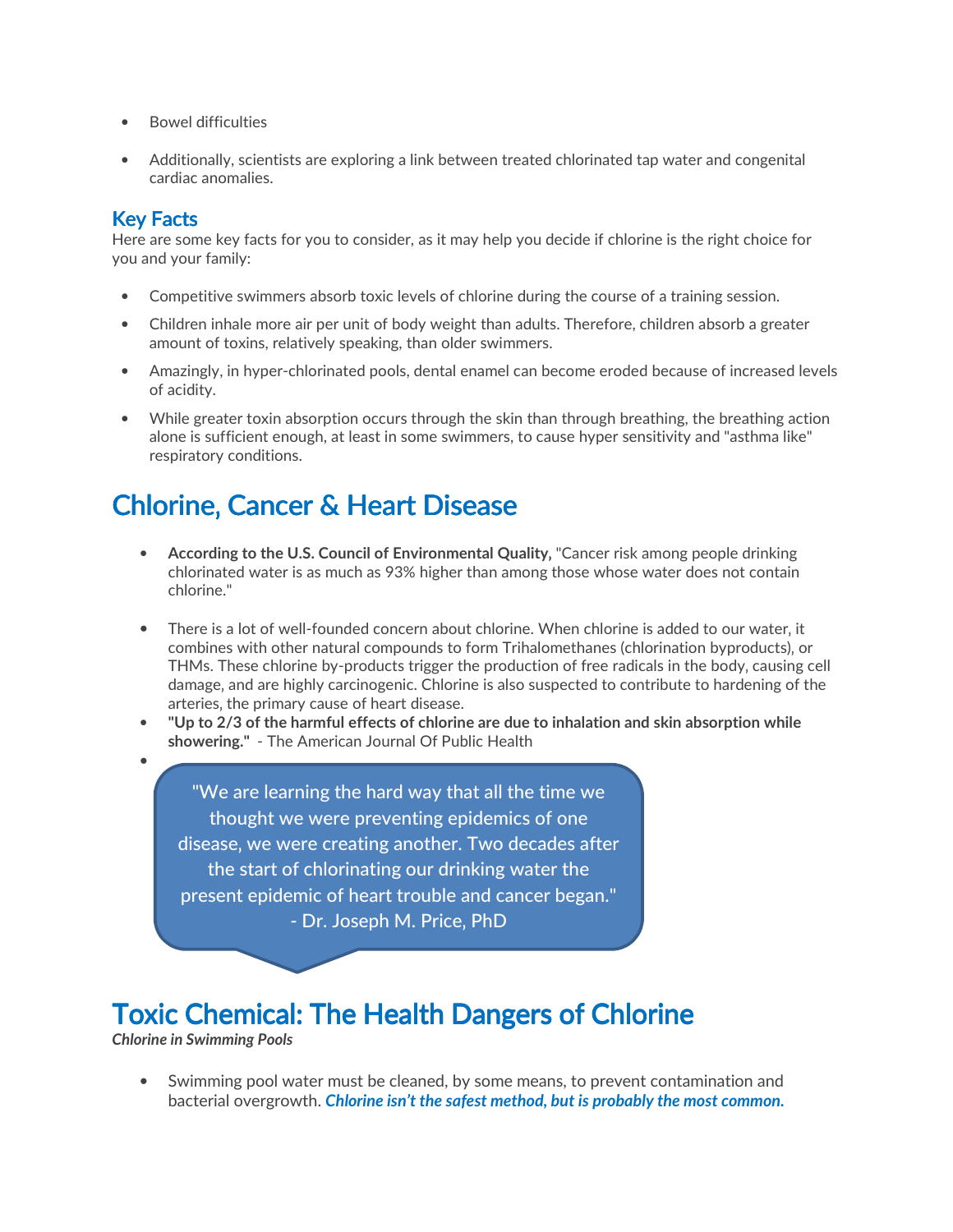- Bowel difficulties
- Additionally, scientists are exploring a link between treated chlorinated tap water and congenital cardiac anomalies.

### Key Facts

Here are some key facts for you to consider, as it may help you decide if chlorine is the right choice for you and your family:

- Competitive swimmers absorb toxic levels of chlorine during the course of a training session.
- Children inhale more air per unit of body weight than adults. Therefore, children absorb a greater amount of toxins, relatively speaking, than older swimmers.
- Amazingly, in hyper-chlorinated pools, dental enamel can become eroded because of increased levels of acidity.
- While greater toxin absorption occurs through the skin than through breathing, the breathing action alone is sufficient enough, at least in some swimmers, to cause hyper sensitivity and "asthma like" respiratory conditions.

## Chlorine, Cancer & Heart Disease

- **According to the U.S. Council of Environmental Quality,** "Cancer risk among people drinking chlorinated water is as much as 93% higher than among those whose water does not contain chlorine."
- There is a lot of well-founded concern about chlorine. When chlorine is added to our water, it combines with other natural compounds to form Trihalomethanes (chlorination byproducts), or THMs. These chlorine by-products trigger the production of free radicals in the body, causing cell damage, and are highly carcinogenic. Chlorine is also suspected to contribute to hardening of the arteries, the primary cause of heart disease.
- **"Up to 2/3 of the harmful effects of chlorine are due to inhalation and skin absorption while showering."** - The American Journal Of Public Health

> "We are learning the hard way that all the time we thought we were preventing epidemics of one disease, we were creating another. Two decades after the start of chlorinating our drinking water the present epidemic of heart trouble and cancer began." - Dr. Joseph M. Price, PhD

## Toxic Chemical: The Health Dangers of Chlorine

***Chlorine in Swimming Pools***

- Swimming pool water must be cleaned, by some means, to prevent contamination and bacterial overgrowth. ***Chlorine isn't the safest method, but is probably the most common.***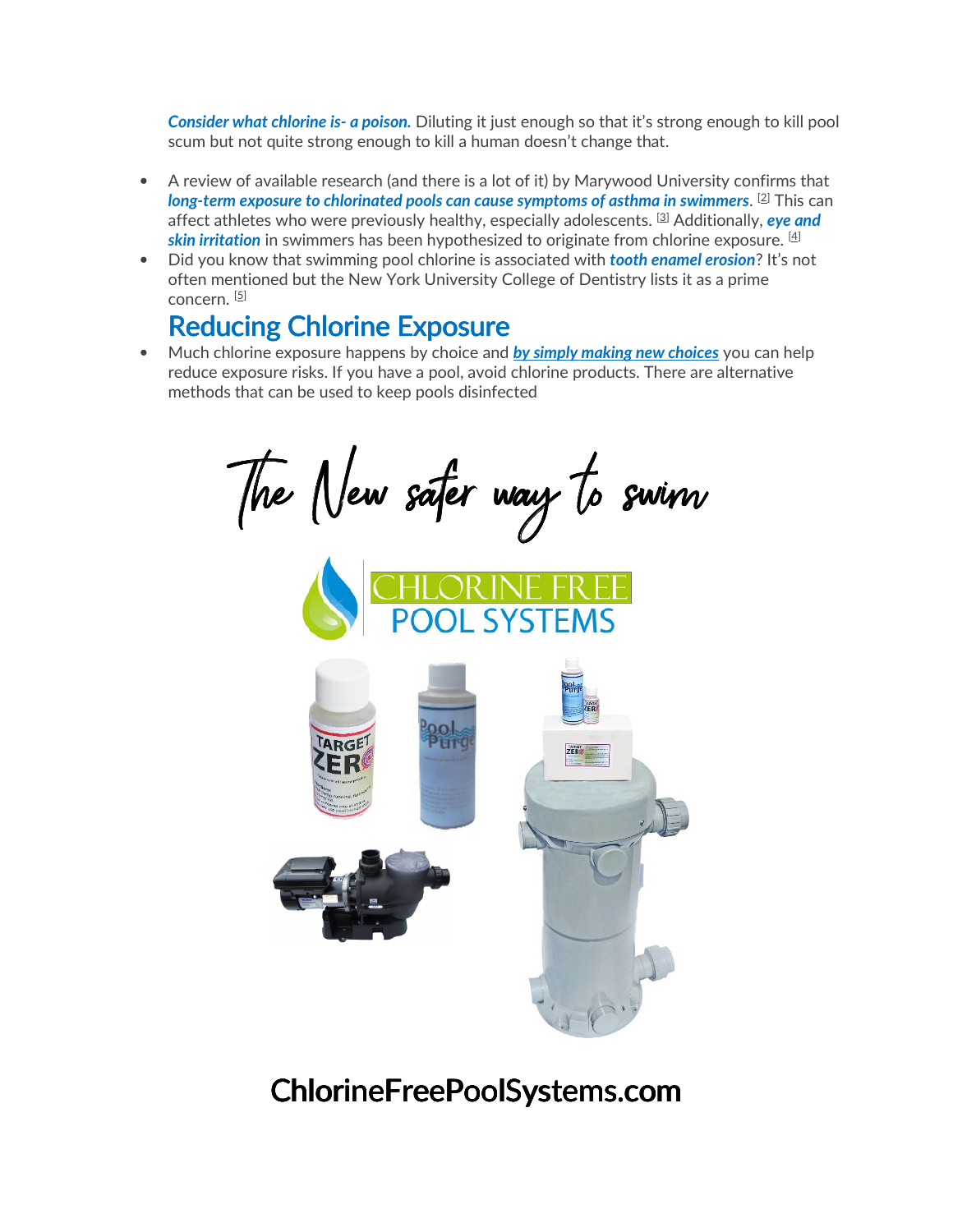***Consider what chlorine is- a poison.*** Diluting it just enough so that it's strong enough to kill pool scum but not quite strong enough to kill a human doesn't change that.

- A review of available research (and there is a lot of it) by Marywood University confirms that ***long-term exposure to chlorinated pools can cause symptoms of asthma in swimmers***. [2] This can affect athletes who were previously healthy, especially adolescents. [3] Additionally, ***eye and skin irritation*** in swimmers has been hypothesized to originate from chlorine exposure. [4]
- Did you know that swimming pool chlorine is associated with ***tooth enamel erosion***? It's not often mentioned but the New York University College of Dentistry lists it as a prime concern. [5]

## Reducing Chlorine Exposure

- Much chlorine exposure happens by choice and ***by simply making new choices*** you can help reduce exposure risks. If you have a pool, avoid chlorine products. There are alternative methods that can be used to keep pools disinfected

The New safer way to swim

CHLORINE FREE
POOL SYSTEMS

ChlorineFreePoolSystems.com